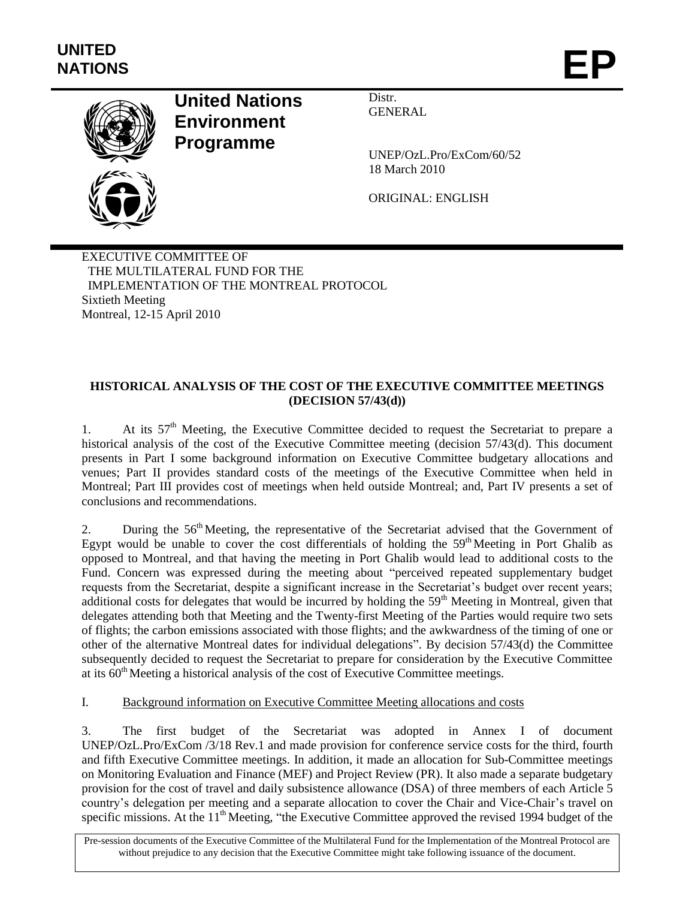**UNITED NATIONS**

# EP

**United Nations Environment Programme**

Distr.
GENERAL

UNEP/OzL.Pro/ExCom/60/52
18 March 2010

ORIGINAL: ENGLISH

EXECUTIVE COMMITTEE OF
THE MULTILATERAL FUND FOR THE
IMPLEMENTATION OF THE MONTREAL PROTOCOL
Sixtieth Meeting
Montreal, 12-15 April 2010

## HISTORICAL ANALYSIS OF THE COST OF THE EXECUTIVE COMMITTEE MEETINGS (DECISION 57/43(d))

1. At its 57th Meeting, the Executive Committee decided to request the Secretariat to prepare a historical analysis of the cost of the Executive Committee meeting (decision 57/43(d). This document presents in Part I some background information on Executive Committee budgetary allocations and venues; Part II provides standard costs of the meetings of the Executive Committee when held in Montreal; Part III provides cost of meetings when held outside Montreal; and, Part IV presents a set of conclusions and recommendations.

2. During the 56th Meeting, the representative of the Secretariat advised that the Government of Egypt would be unable to cover the cost differentials of holding the 59th Meeting in Port Ghalib as opposed to Montreal, and that having the meeting in Port Ghalib would lead to additional costs to the Fund. Concern was expressed during the meeting about "perceived repeated supplementary budget requests from the Secretariat, despite a significant increase in the Secretariat's budget over recent years; additional costs for delegates that would be incurred by holding the 59th Meeting in Montreal, given that delegates attending both that Meeting and the Twenty-first Meeting of the Parties would require two sets of flights; the carbon emissions associated with those flights; and the awkwardness of the timing of one or other of the alternative Montreal dates for individual delegations". By decision 57/43(d) the Committee subsequently decided to request the Secretariat to prepare for consideration by the Executive Committee at its 60th Meeting a historical analysis of the cost of Executive Committee meetings.

### I. Background information on Executive Committee Meeting allocations and costs

3. The first budget of the Secretariat was adopted in Annex I of document UNEP/OzL.Pro/ExCom /3/18 Rev.1 and made provision for conference service costs for the third, fourth and fifth Executive Committee meetings. In addition, it made an allocation for Sub-Committee meetings on Monitoring Evaluation and Finance (MEF) and Project Review (PR). It also made a separate budgetary provision for the cost of travel and daily subsistence allowance (DSA) of three members of each Article 5 country's delegation per meeting and a separate allocation to cover the Chair and Vice-Chair's travel on specific missions. At the 11th Meeting, "the Executive Committee approved the revised 1994 budget of the

Pre-session documents of the Executive Committee of the Multilateral Fund for the Implementation of the Montreal Protocol are without prejudice to any decision that the Executive Committee might take following issuance of the document.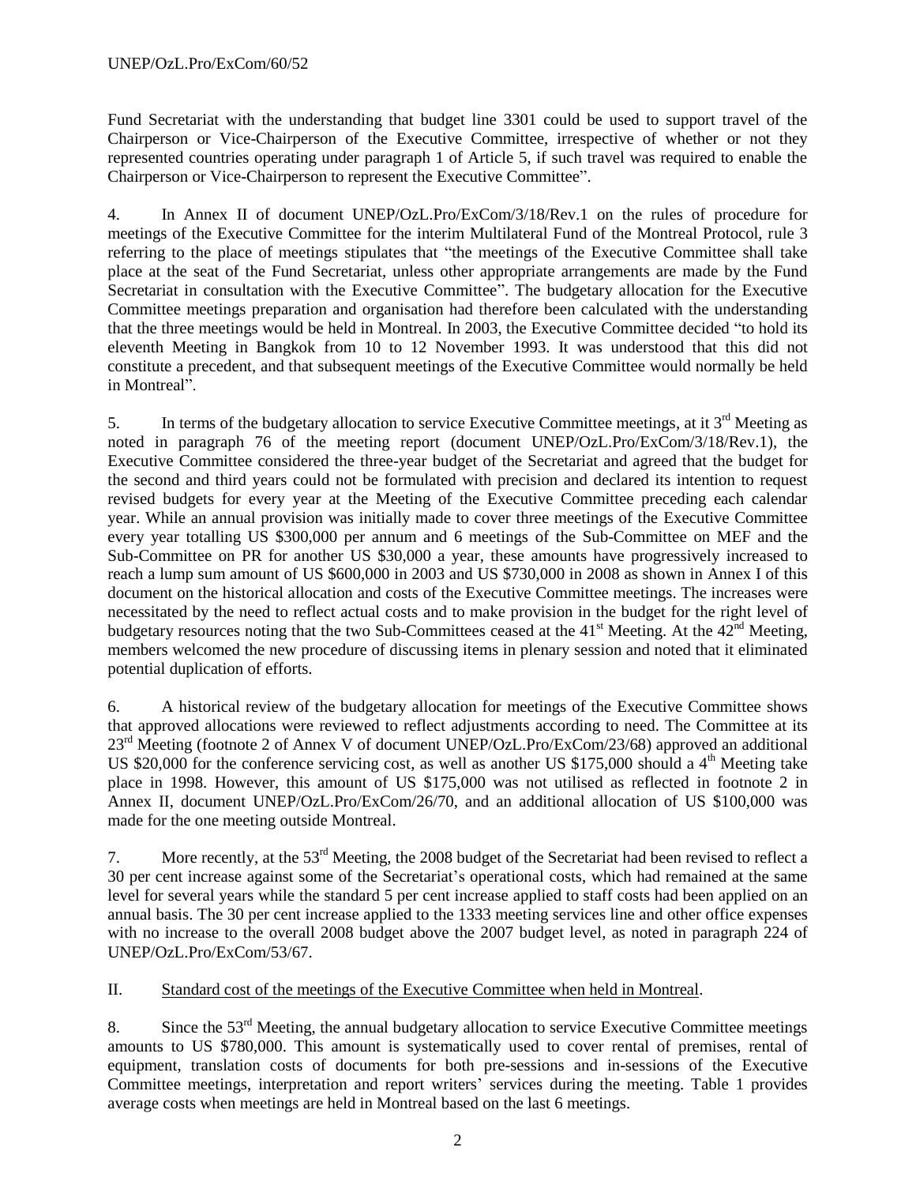Fund Secretariat with the understanding that budget line 3301 could be used to support travel of the Chairperson or Vice-Chairperson of the Executive Committee, irrespective of whether or not they represented countries operating under paragraph 1 of Article 5, if such travel was required to enable the Chairperson or Vice-Chairperson to represent the Executive Committee".

4. In Annex II of document UNEP/OzL.Pro/ExCom/3/18/Rev.1 on the rules of procedure for meetings of the Executive Committee for the interim Multilateral Fund of the Montreal Protocol, rule 3 referring to the place of meetings stipulates that "the meetings of the Executive Committee shall take place at the seat of the Fund Secretariat, unless other appropriate arrangements are made by the Fund Secretariat in consultation with the Executive Committee". The budgetary allocation for the Executive Committee meetings preparation and organisation had therefore been calculated with the understanding that the three meetings would be held in Montreal. In 2003, the Executive Committee decided "to hold its eleventh Meeting in Bangkok from 10 to 12 November 1993. It was understood that this did not constitute a precedent, and that subsequent meetings of the Executive Committee would normally be held in Montreal".

5. In terms of the budgetary allocation to service Executive Committee meetings, at it 3rd Meeting as noted in paragraph 76 of the meeting report (document UNEP/OzL.Pro/ExCom/3/18/Rev.1), the Executive Committee considered the three-year budget of the Secretariat and agreed that the budget for the second and third years could not be formulated with precision and declared its intention to request revised budgets for every year at the Meeting of the Executive Committee preceding each calendar year. While an annual provision was initially made to cover three meetings of the Executive Committee every year totalling US $300,000 per annum and 6 meetings of the Sub-Committee on MEF and the Sub-Committee on PR for another US $30,000 a year, these amounts have progressively increased to reach a lump sum amount of US $600,000 in 2003 and US $730,000 in 2008 as shown in Annex I of this document on the historical allocation and costs of the Executive Committee meetings. The increases were necessitated by the need to reflect actual costs and to make provision in the budget for the right level of budgetary resources noting that the two Sub-Committees ceased at the 41st Meeting. At the 42nd Meeting, members welcomed the new procedure of discussing items in plenary session and noted that it eliminated potential duplication of efforts.

6. A historical review of the budgetary allocation for meetings of the Executive Committee shows that approved allocations were reviewed to reflect adjustments according to need. The Committee at its 23rd Meeting (footnote 2 of Annex V of document UNEP/OzL.Pro/ExCom/23/68) approved an additional US $20,000 for the conference servicing cost, as well as another US $175,000 should a 4th Meeting take place in 1998. However, this amount of US $175,000 was not utilised as reflected in footnote 2 in Annex II, document UNEP/OzL.Pro/ExCom/26/70, and an additional allocation of US $100,000 was made for the one meeting outside Montreal.

7. More recently, at the 53rd Meeting, the 2008 budget of the Secretariat had been revised to reflect a 30 per cent increase against some of the Secretariat's operational costs, which had remained at the same level for several years while the standard 5 per cent increase applied to staff costs had been applied on an annual basis. The 30 per cent increase applied to the 1333 meeting services line and other office expenses with no increase to the overall 2008 budget above the 2007 budget level, as noted in paragraph 224 of UNEP/OzL.Pro/ExCom/53/67.

## II. Standard cost of the meetings of the Executive Committee when held in Montreal.

8. Since the 53rd Meeting, the annual budgetary allocation to service Executive Committee meetings amounts to US $780,000. This amount is systematically used to cover rental of premises, rental of equipment, translation costs of documents for both pre-sessions and in-sessions of the Executive Committee meetings, interpretation and report writers' services during the meeting. Table 1 provides average costs when meetings are held in Montreal based on the last 6 meetings.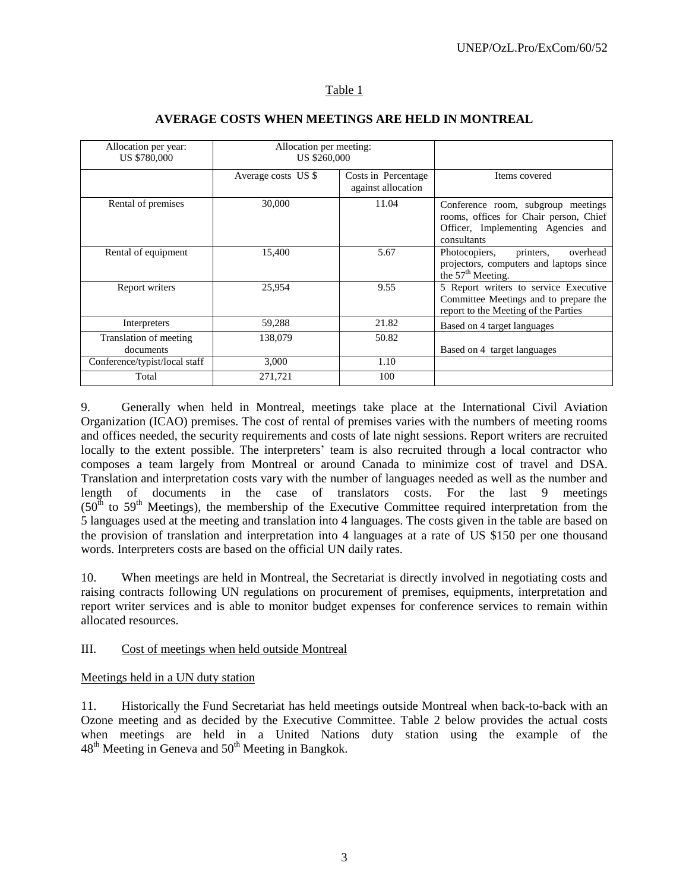Table 1

**AVERAGE COSTS WHEN MEETINGS ARE HELD IN MONTREAL**

| Allocation per year: US $780,000 | Allocation per meeting: US $260,000 | | |
|---|---|---|---|
| | Average costs US $ | Costs in Percentage against allocation | Items covered |
| Rental of premises | 30,000 | 11.04 | Conference room, subgroup meetings rooms, offices for Chair person, Chief Officer, Implementing Agencies and consultants |
| Rental of equipment | 15,400 | 5.67 | Photocopiers, printers, overhead projectors, computers and laptops since the 57th Meeting. |
| Report writers | 25,954 | 9.55 | 5 Report writers to service Executive Committee Meetings and to prepare the report to the Meeting of the Parties |
| Interpreters | 59,288 | 21.82 | Based on 4 target languages |
| Translation of meeting documents | 138,079 | 50.82 | Based on 4 target languages |
| Conference/typist/local staff | 3,000 | 1.10 | |
| Total | 271,721 | 100 | |

9. Generally when held in Montreal, meetings take place at the International Civil Aviation Organization (ICAO) premises. The cost of rental of premises varies with the numbers of meeting rooms and offices needed, the security requirements and costs of late night sessions. Report writers are recruited locally to the extent possible. The interpreters' team is also recruited through a local contractor who composes a team largely from Montreal or around Canada to minimize cost of travel and DSA. Translation and interpretation costs vary with the number of languages needed as well as the number and length of documents in the case of translators costs. For the last 9 meetings (50th to 59th Meetings), the membership of the Executive Committee required interpretation from the 5 languages used at the meeting and translation into 4 languages. The costs given in the table are based on the provision of translation and interpretation into 4 languages at a rate of US $150 per one thousand words. Interpreters costs are based on the official UN daily rates.

10. When meetings are held in Montreal, the Secretariat is directly involved in negotiating costs and raising contracts following UN regulations on procurement of premises, equipments, interpretation and report writer services and is able to monitor budget expenses for conference services to remain within allocated resources.

III. Cost of meetings when held outside Montreal

Meetings held in a UN duty station

11. Historically the Fund Secretariat has held meetings outside Montreal when back-to-back with an Ozone meeting and as decided by the Executive Committee. Table 2 below provides the actual costs when meetings are held in a United Nations duty station using the example of the 48th Meeting in Geneva and 50th Meeting in Bangkok.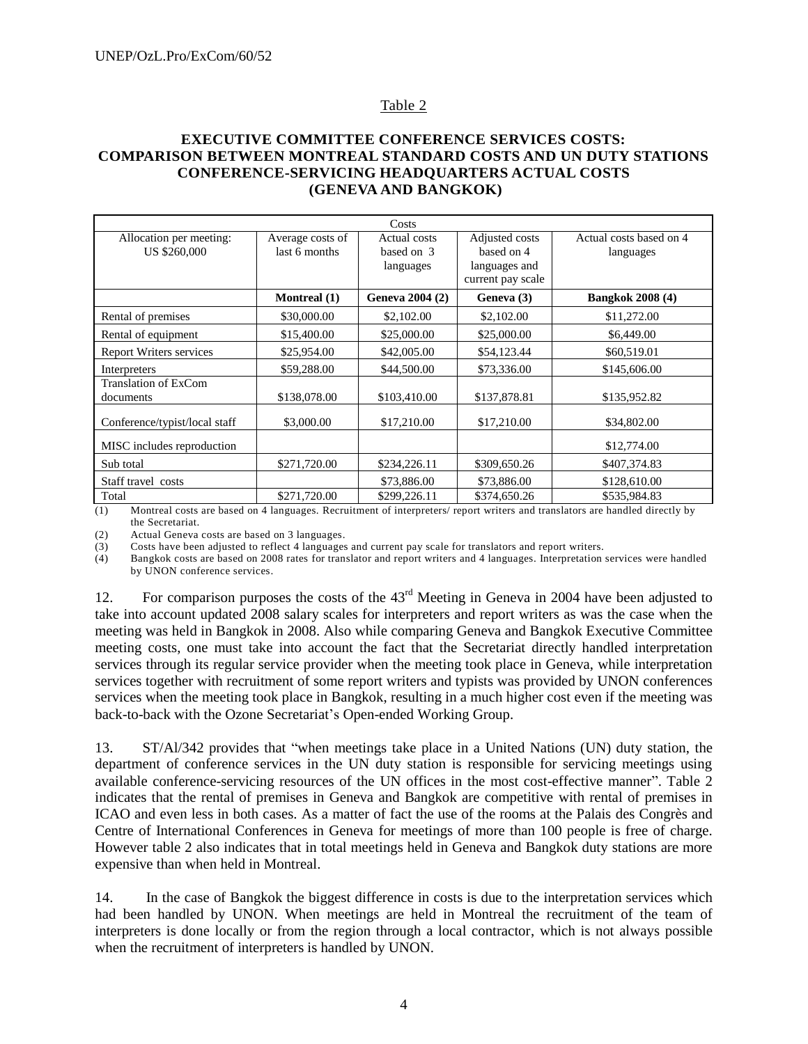Table 2

**EXECUTIVE COMMITTEE CONFERENCE SERVICES COSTS: COMPARISON BETWEEN MONTREAL STANDARD COSTS AND UN DUTY STATIONS CONFERENCE-SERVICING HEADQUARTERS ACTUAL COSTS (GENEVA AND BANGKOK)**

| Costs | | | | |
|---|---|---|---|---|
| Allocation per meeting: US $260,000 | Average costs of last 6 months | Actual costs based on 3 languages | Adjusted costs based on 4 languages and current pay scale | Actual costs based on 4 languages |
| | **Montreal (1)** | **Geneva 2004 (2)** | **Geneva (3)** | **Bangkok 2008 (4)** |
| Rental of premises | $30,000.00 | $2,102.00 | $2,102.00 | $11,272.00 |
| Rental of equipment | $15,400.00 | $25,000.00 | $25,000.00 | $6,449.00 |
| Report Writers services | $25,954.00 | $42,005.00 | $54,123.44 | $60,519.01 |
| Interpreters | $59,288.00 | $44,500.00 | $73,336.00 | $145,606.00 |
| Translation of ExCom documents | $138,078.00 | $103,410.00 | $137,878.81 | $135,952.82 |
| Conference/typist/local staff | $3,000.00 | $17,210.00 | $17,210.00 | $34,802.00 |
| MISC includes reproduction | | | | $12,774.00 |
| Sub total | $271,720.00 | $234,226.11 | $309,650.26 | $407,374.83 |
| Staff travel costs | | $73,886.00 | $73,886.00 | $128,610.00 |
| Total | $271,720.00 | $299,226.11 | $374,650.26 | $535,984.83 |

(1) Montreal costs are based on 4 languages. Recruitment of interpreters/ report writers and translators are handled directly by the Secretariat.
(2) Actual Geneva costs are based on 3 languages.
(3) Costs have been adjusted to reflect 4 languages and current pay scale for translators and report writers.
(4) Bangkok costs are based on 2008 rates for translator and report writers and 4 languages. Interpretation services were handled by UNON conference services.

12. For comparison purposes the costs of the 43rd Meeting in Geneva in 2004 have been adjusted to take into account updated 2008 salary scales for interpreters and report writers as was the case when the meeting was held in Bangkok in 2008. Also while comparing Geneva and Bangkok Executive Committee meeting costs, one must take into account the fact that the Secretariat directly handled interpretation services through its regular service provider when the meeting took place in Geneva, while interpretation services together with recruitment of some report writers and typists was provided by UNON conferences services when the meeting took place in Bangkok, resulting in a much higher cost even if the meeting was back-to-back with the Ozone Secretariat's Open-ended Working Group.

13. ST/Al/342 provides that "when meetings take place in a United Nations (UN) duty station, the department of conference services in the UN duty station is responsible for servicing meetings using available conference-servicing resources of the UN offices in the most cost-effective manner". Table 2 indicates that the rental of premises in Geneva and Bangkok are competitive with rental of premises in ICAO and even less in both cases. As a matter of fact the use of the rooms at the Palais des Congrès and Centre of International Conferences in Geneva for meetings of more than 100 people is free of charge. However table 2 also indicates that in total meetings held in Geneva and Bangkok duty stations are more expensive than when held in Montreal.

14. In the case of Bangkok the biggest difference in costs is due to the interpretation services which had been handled by UNON. When meetings are held in Montreal the recruitment of the team of interpreters is done locally or from the region through a local contractor, which is not always possible when the recruitment of interpreters is handled by UNON.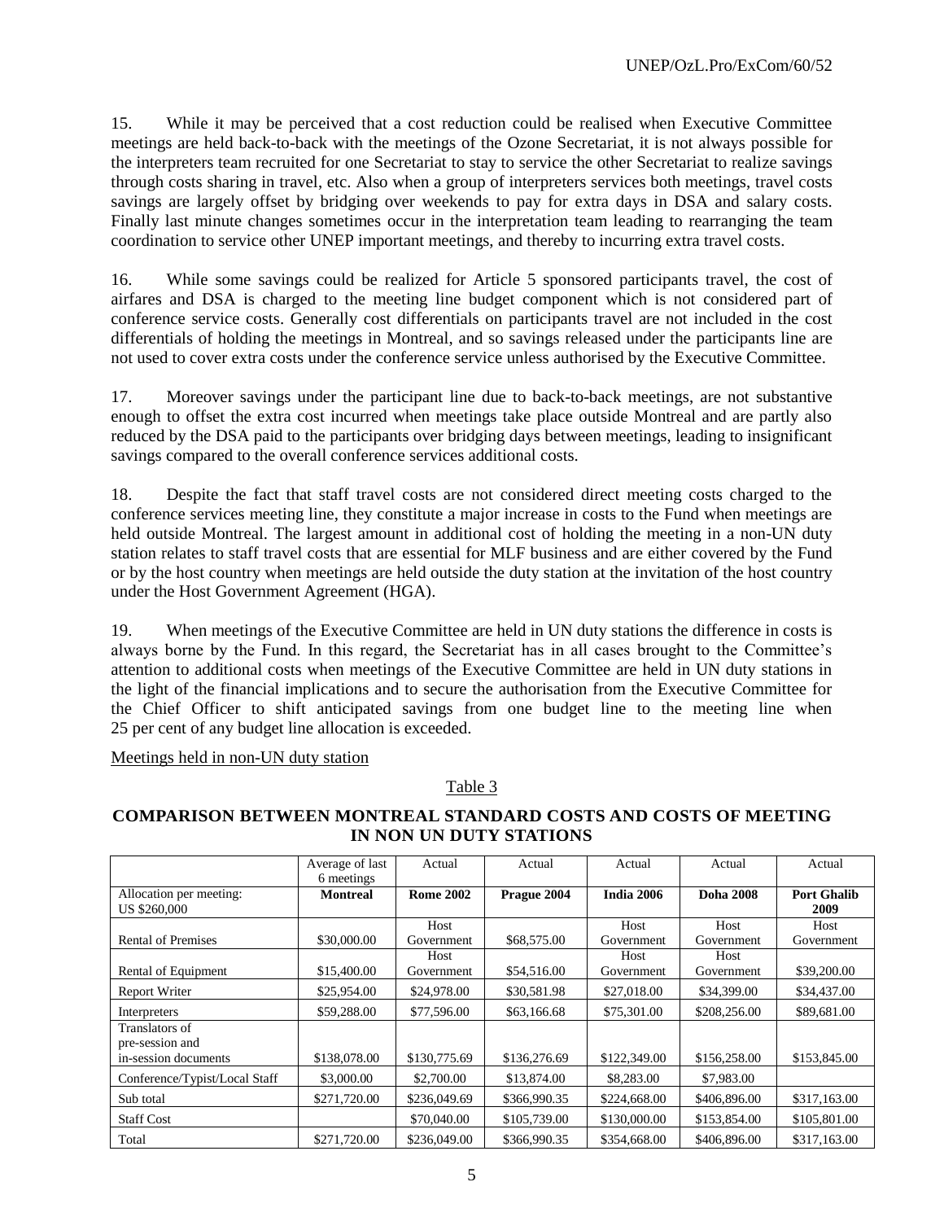15. While it may be perceived that a cost reduction could be realised when Executive Committee meetings are held back-to-back with the meetings of the Ozone Secretariat, it is not always possible for the interpreters team recruited for one Secretariat to stay to service the other Secretariat to realize savings through costs sharing in travel, etc. Also when a group of interpreters services both meetings, travel costs savings are largely offset by bridging over weekends to pay for extra days in DSA and salary costs. Finally last minute changes sometimes occur in the interpretation team leading to rearranging the team coordination to service other UNEP important meetings, and thereby to incurring extra travel costs.

16. While some savings could be realized for Article 5 sponsored participants travel, the cost of airfares and DSA is charged to the meeting line budget component which is not considered part of conference service costs. Generally cost differentials on participants travel are not included in the cost differentials of holding the meetings in Montreal, and so savings released under the participants line are not used to cover extra costs under the conference service unless authorised by the Executive Committee.

17. Moreover savings under the participant line due to back-to-back meetings, are not substantive enough to offset the extra cost incurred when meetings take place outside Montreal and are partly also reduced by the DSA paid to the participants over bridging days between meetings, leading to insignificant savings compared to the overall conference services additional costs.

18. Despite the fact that staff travel costs are not considered direct meeting costs charged to the conference services meeting line, they constitute a major increase in costs to the Fund when meetings are held outside Montreal. The largest amount in additional cost of holding the meeting in a non-UN duty station relates to staff travel costs that are essential for MLF business and are either covered by the Fund or by the host country when meetings are held outside the duty station at the invitation of the host country under the Host Government Agreement (HGA).

19. When meetings of the Executive Committee are held in UN duty stations the difference in costs is always borne by the Fund. In this regard, the Secretariat has in all cases brought to the Committee's attention to additional costs when meetings of the Executive Committee are held in UN duty stations in the light of the financial implications and to secure the authorisation from the Executive Committee for the Chief Officer to shift anticipated savings from one budget line to the meeting line when 25 per cent of any budget line allocation is exceeded.

Meetings held in non-UN duty station

Table 3

**COMPARISON BETWEEN MONTREAL STANDARD COSTS AND COSTS OF MEETING IN NON UN DUTY STATIONS**

| | Average of last 6 meetings | Actual | Actual | Actual | Actual | Actual |
|---|---|---|---|---|---|---|
| Allocation per meeting: US $260,000 | **Montreal** | **Rome 2002** | **Prague 2004** | **India 2006** | **Doha 2008** | **Port Ghalib 2009** |
| Rental of Premises | $30,000.00 | Host Government | $68,575.00 | Host Government | Host Government | Host Government |
| Rental of Equipment | $15,400.00 | Host Government | $54,516.00 | Host Government | Host Government | $39,200.00 |
| Report Writer | $25,954.00 | $24,978.00 | $30,581.98 | $27,018.00 | $34,399.00 | $34,437.00 |
| Interpreters | $59,288.00 | $77,596.00 | $63,166.68 | $75,301.00 | $208,256.00 | $89,681.00 |
| Translators of pre-session and in-session documents | $138,078.00 | $130,775.69 | $136,276.69 | $122,349.00 | $156,258.00 | $153,845.00 |
| Conference/Typist/Local Staff | $3,000.00 | $2,700.00 | $13,874.00 | $8,283.00 | $7,983.00 | |
| Sub total | $271,720.00 | $236,049.69 | $366,990.35 | $224,668.00 | $406,896.00 | $317,163.00 |
| Staff Cost | | $70,040.00 | $105,739.00 | $130,000.00 | $153,854.00 | $105,801.00 |
| Total | $271,720.00 | $236,049.00 | $366,990.35 | $354,668.00 | $406,896.00 | $317,163.00 |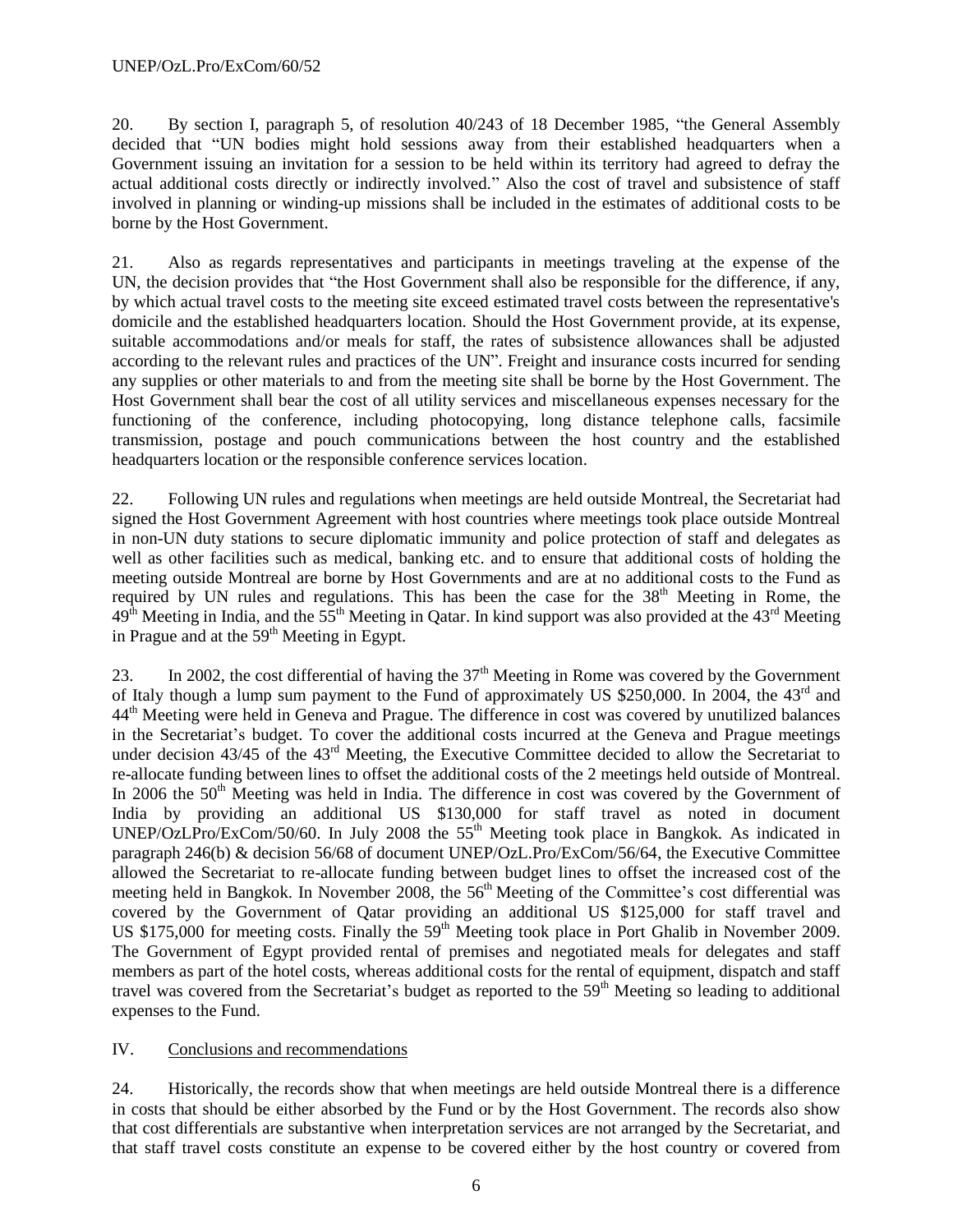20. By section I, paragraph 5, of resolution 40/243 of 18 December 1985, "the General Assembly decided that "UN bodies might hold sessions away from their established headquarters when a Government issuing an invitation for a session to be held within its territory had agreed to defray the actual additional costs directly or indirectly involved." Also the cost of travel and subsistence of staff involved in planning or winding-up missions shall be included in the estimates of additional costs to be borne by the Host Government.

21. Also as regards representatives and participants in meetings traveling at the expense of the UN, the decision provides that "the Host Government shall also be responsible for the difference, if any, by which actual travel costs to the meeting site exceed estimated travel costs between the representative's domicile and the established headquarters location. Should the Host Government provide, at its expense, suitable accommodations and/or meals for staff, the rates of subsistence allowances shall be adjusted according to the relevant rules and practices of the UN". Freight and insurance costs incurred for sending any supplies or other materials to and from the meeting site shall be borne by the Host Government. The Host Government shall bear the cost of all utility services and miscellaneous expenses necessary for the functioning of the conference, including photocopying, long distance telephone calls, facsimile transmission, postage and pouch communications between the host country and the established headquarters location or the responsible conference services location.

22. Following UN rules and regulations when meetings are held outside Montreal, the Secretariat had signed the Host Government Agreement with host countries where meetings took place outside Montreal in non-UN duty stations to secure diplomatic immunity and police protection of staff and delegates as well as other facilities such as medical, banking etc. and to ensure that additional costs of holding the meeting outside Montreal are borne by Host Governments and are at no additional costs to the Fund as required by UN rules and regulations. This has been the case for the 38th Meeting in Rome, the 49th Meeting in India, and the 55th Meeting in Qatar. In kind support was also provided at the 43rd Meeting in Prague and at the 59th Meeting in Egypt.

23. In 2002, the cost differential of having the 37th Meeting in Rome was covered by the Government of Italy though a lump sum payment to the Fund of approximately US $250,000. In 2004, the 43rd and 44th Meeting were held in Geneva and Prague. The difference in cost was covered by unutilized balances in the Secretariat's budget. To cover the additional costs incurred at the Geneva and Prague meetings under decision 43/45 of the 43rd Meeting, the Executive Committee decided to allow the Secretariat to re-allocate funding between lines to offset the additional costs of the 2 meetings held outside of Montreal. In 2006 the 50th Meeting was held in India. The difference in cost was covered by the Government of India by providing an additional US $130,000 for staff travel as noted in document UNEP/OzLPro/ExCom/50/60. In July 2008 the 55th Meeting took place in Bangkok. As indicated in paragraph 246(b) & decision 56/68 of document UNEP/OzL.Pro/ExCom/56/64, the Executive Committee allowed the Secretariat to re-allocate funding between budget lines to offset the increased cost of the meeting held in Bangkok. In November 2008, the 56th Meeting of the Committee's cost differential was covered by the Government of Qatar providing an additional US $125,000 for staff travel and US $175,000 for meeting costs. Finally the 59th Meeting took place in Port Ghalib in November 2009. The Government of Egypt provided rental of premises and negotiated meals for delegates and staff members as part of the hotel costs, whereas additional costs for the rental of equipment, dispatch and staff travel was covered from the Secretariat's budget as reported to the 59th Meeting so leading to additional expenses to the Fund.

## IV. Conclusions and recommendations

24. Historically, the records show that when meetings are held outside Montreal there is a difference in costs that should be either absorbed by the Fund or by the Host Government. The records also show that cost differentials are substantive when interpretation services are not arranged by the Secretariat, and that staff travel costs constitute an expense to be covered either by the host country or covered from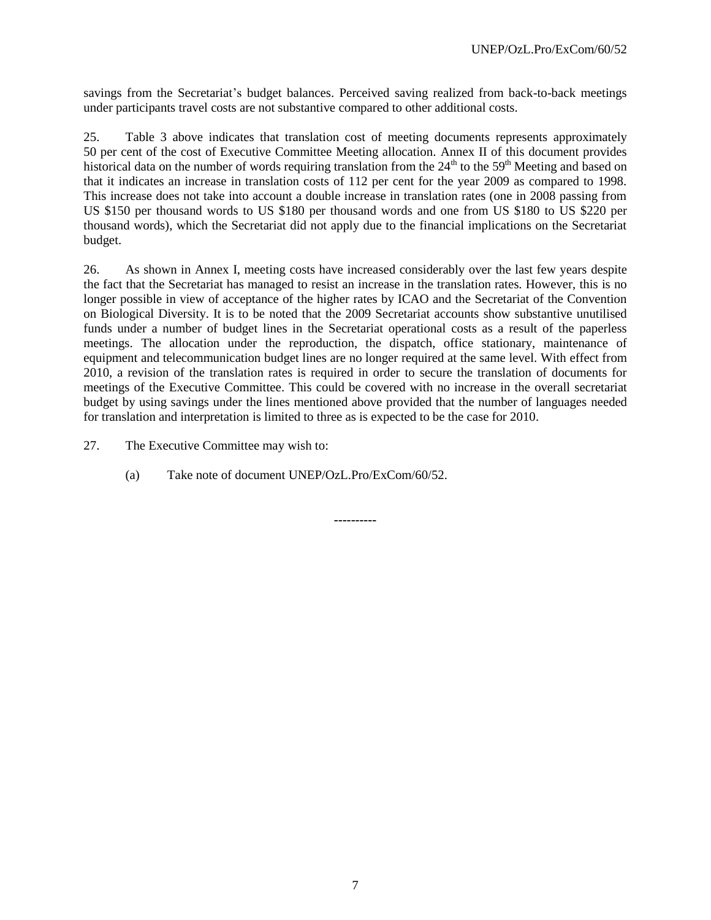savings from the Secretariat's budget balances. Perceived saving realized from back-to-back meetings under participants travel costs are not substantive compared to other additional costs.

25. Table 3 above indicates that translation cost of meeting documents represents approximately 50 per cent of the cost of Executive Committee Meeting allocation. Annex II of this document provides historical data on the number of words requiring translation from the 24th to the 59th Meeting and based on that it indicates an increase in translation costs of 112 per cent for the year 2009 as compared to 1998. This increase does not take into account a double increase in translation rates (one in 2008 passing from US $150 per thousand words to US $180 per thousand words and one from US $180 to US $220 per thousand words), which the Secretariat did not apply due to the financial implications on the Secretariat budget.

26. As shown in Annex I, meeting costs have increased considerably over the last few years despite the fact that the Secretariat has managed to resist an increase in the translation rates. However, this is no longer possible in view of acceptance of the higher rates by ICAO and the Secretariat of the Convention on Biological Diversity. It is to be noted that the 2009 Secretariat accounts show substantive unutilised funds under a number of budget lines in the Secretariat operational costs as a result of the paperless meetings. The allocation under the reproduction, the dispatch, office stationary, maintenance of equipment and telecommunication budget lines are no longer required at the same level. With effect from 2010, a revision of the translation rates is required in order to secure the translation of documents for meetings of the Executive Committee. This could be covered with no increase in the overall secretariat budget by using savings under the lines mentioned above provided that the number of languages needed for translation and interpretation is limited to three as is expected to be the case for 2010.

27. The Executive Committee may wish to:

(a) Take note of document UNEP/OzL.Pro/ExCom/60/52.

----------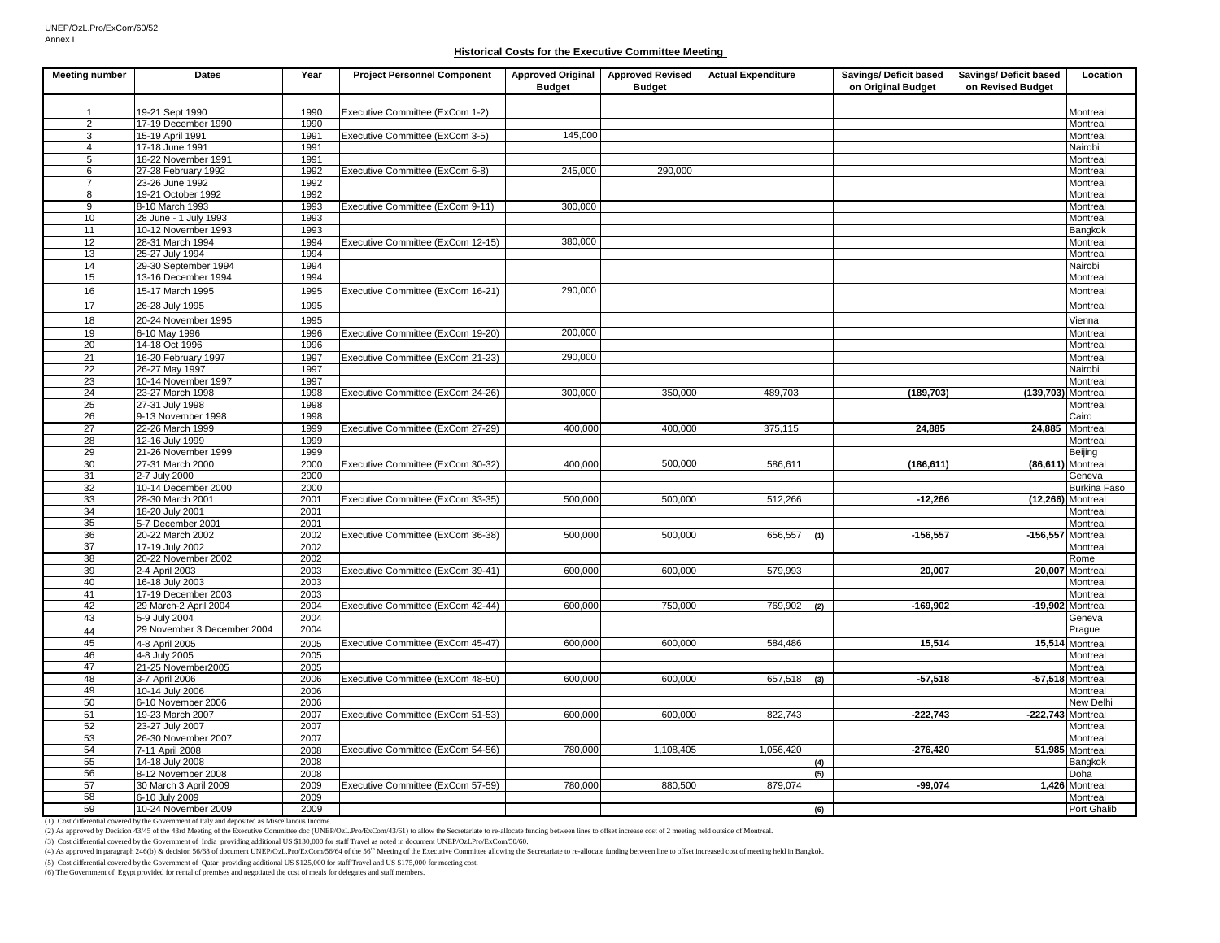UNEP/OzL.Pro/ExCom/60/52
Annex I

**Historical Costs for the Executive Committee Meeting**

| Meeting number | Dates | Year | Project Personnel Component | Approved Original Budget | Approved Revised Budget | Actual Expenditure | | Savings/ Deficit based on Original Budget | Savings/ Deficit based on Revised Budget | Location |
|---|---|---|---|---|---|---|---|---|---|---|
| 1 | 19-21 Sept 1990 | 1990 | Executive Committee (ExCom 1-2) | | | | | | | Montreal |
| 2 | 17-19 December 1990 | 1990 | | | | | | | | Montreal |
| 3 | 15-19 April 1991 | 1991 | Executive Committee (ExCom 3-5) | 145,000 | | | | | | Montreal |
| 4 | 17-18 June 1991 | 1991 | | | | | | | | Nairobi |
| 5 | 18-22 November 1991 | 1991 | | | | | | | | Montreal |
| 6 | 27-28 February 1992 | 1992 | Executive Committee (ExCom 6-8) | 245,000 | 290,000 | | | | | Montreal |
| 7 | 23-26 June 1992 | 1992 | | | | | | | | Montreal |
| 8 | 19-21 October 1992 | 1992 | | | | | | | | Montreal |
| 9 | 8-10 March 1993 | 1993 | Executive Committee (ExCom 9-11) | 300,000 | | | | | | Montreal |
| 10 | 28 June - 1 July 1993 | 1993 | | | | | | | | Montreal |
| 11 | 10-12 November 1993 | 1993 | | | | | | | | Bangkok |
| 12 | 28-31 March 1994 | 1994 | Executive Committee (ExCom 12-15) | 380,000 | | | | | | Montreal |
| 13 | 25-27 July 1994 | 1994 | | | | | | | | Montreal |
| 14 | 29-30 September 1994 | 1994 | | | | | | | | Nairobi |
| 15 | 13-16 December 1994 | 1994 | | | | | | | | Montreal |
| 16 | 15-17 March 1995 | 1995 | Executive Committee (ExCom 16-21) | 290,000 | | | | | | Montreal |
| 17 | 26-28 July 1995 | 1995 | | | | | | | | Montreal |
| 18 | 20-24 November 1995 | 1995 | | | | | | | | Vienna |
| 19 | 6-10 May 1996 | 1996 | Executive Committee (ExCom 19-20) | 200,000 | | | | | | Montreal |
| 20 | 14-18 Oct 1996 | 1996 | | | | | | | | Montreal |
| 21 | 16-20 February 1997 | 1997 | Executive Committee (ExCom 21-23) | 290,000 | | | | | | Montreal |
| 22 | 26-27 May 1997 | 1997 | | | | | | | | Nairobi |
| 23 | 10-14 November 1997 | 1997 | | | | | | | | Montreal |
| 24 | 23-27 March 1998 | 1998 | Executive Committee (ExCom 24-26) | 300,000 | 350,000 | 489,703 | | **(189,703)** | **(139,703)** | Montreal |
| 25 | 27-31 July 1998 | 1998 | | | | | | | | Montreal |
| 26 | 9-13 November 1998 | 1998 | | | | | | | | Cairo |
| 27 | 22-26 March 1999 | 1999 | Executive Committee (ExCom 27-29) | 400,000 | 400,000 | 375,115 | | **24,885** | **24,885** | Montreal |
| 28 | 12-16 July 1999 | 1999 | | | | | | | | Montreal |
| 29 | 21-26 November 1999 | 1999 | | | | | | | | Beijing |
| 30 | 27-31 March 2000 | 2000 | Executive Committee (ExCom 30-32) | 400,000 | 500,000 | 586,611 | | **(186,611)** | **(86,611)** | Montreal |
| 31 | 2-7 July 2000 | 2000 | | | | | | | | Geneva |
| 32 | 10-14 December 2000 | 2000 | | | | | | | | Burkina Faso |
| 33 | 28-30 March 2001 | 2001 | Executive Committee (ExCom 33-35) | 500,000 | 500,000 | 512,266 | | **-12,266** | **(12,266)** | Montreal |
| 34 | 18-20 July 2001 | 2001 | | | | | | | | Montreal |
| 35 | 5-7 December 2001 | 2001 | | | | | | | | Montreal |
| 36 | 20-22 March 2002 | 2002 | Executive Committee (ExCom 36-38) | 500,000 | 500,000 | 656,557 | (1) | **-156,557** | **-156,557** | Montreal |
| 37 | 17-19 July 2002 | 2002 | | | | | | | | Montreal |
| 38 | 20-22 November 2002 | 2002 | | | | | | | | Rome |
| 39 | 2-4 April 2003 | 2003 | Executive Committee (ExCom 39-41) | 600,000 | 600,000 | 579,993 | | **20,007** | **20,007** | Montreal |
| 40 | 16-18 July 2003 | 2003 | | | | | | | | Montreal |
| 41 | 17-19 December 2003 | 2003 | | | | | | | | Montreal |
| 42 | 29 March-2 April 2004 | 2004 | Executive Committee (ExCom 42-44) | 600,000 | 750,000 | 769,902 | (2) | **-169,902** | **-19,902** | Montreal |
| 43 | 5-9 July 2004 | 2004 | | | | | | | | Geneva |
| 44 | 29 November 3 December 2004 | 2004 | | | | | | | | Prague |
| 45 | 4-8 April 2005 | 2005 | Executive Committee (ExCom 45-47) | 600,000 | 600,000 | 584,486 | | **15,514** | **15,514** | Montreal |
| 46 | 4-8 July 2005 | 2005 | | | | | | | | Montreal |
| 47 | 21-25 November2005 | 2005 | | | | | | | | Montreal |
| 48 | 3-7 April 2006 | 2006 | Executive Committee (ExCom 48-50) | 600,000 | 600,000 | 657,518 | (3) | **-57,518** | **-57,518** | Montreal |
| 49 | 10-14 July 2006 | 2006 | | | | | | | | Montreal |
| 50 | 6-10 November 2006 | 2006 | | | | | | | | New Delhi |
| 51 | 19-23 March 2007 | 2007 | Executive Committee (ExCom 51-53) | 600,000 | 600,000 | 822,743 | | **-222,743** | **-222,743** | Montreal |
| 52 | 23-27 July 2007 | 2007 | | | | | | | | Montreal |
| 53 | 26-30 November 2007 | 2007 | | | | | | | | Montreal |
| 54 | 7-11 April 2008 | 2008 | Executive Committee (ExCom 54-56) | 780,000 | 1,108,405 | 1,056,420 | | **-276,420** | **51,985** | Montreal |
| 55 | 14-18 July 2008 | 2008 | | | | | (4) | | | Bangkok |
| 56 | 8-12 November 2008 | 2008 | | | | | (5) | | | Doha |
| 57 | 30 March 3 April 2009 | 2009 | Executive Committee (ExCom 57-59) | 780,000 | 880,500 | 879,074 | | **-99,074** | **1,426** | Montreal |
| 58 | 6-10 July 2009 | 2009 | | | | | | | | Montreal |
| 59 | 10-24 November 2009 | 2009 | | | | | (6) | | | Port Ghalib |

(1) Cost differential covered by the Government of Italy and deposited as Miscellanous Income.

(2) As approved by Decision 43/45 of the 43rd Meeting of the Executive Committee doc (UNEP/OzL.Pro/ExCom/43/61) to allow the Secretariate to re-allocate funding between lines to offset increase cost of 2 meeting held outside of Montreal.

(3) Cost differential covered by the Government of India providing additional US $130,000 for staff Travel as noted in document UNEP/OzLPro/ExCom/50/60.

(4) As approved in paragraph 246(b) & decision 56/68 of document UNEP/OzL.Pro/ExCom/56/64 of the 56th Meeting of the Executive Committee allowing the Secretariate to re-allocate funding between line to offset increased cost of meeting held in Bangkok.

(5) Cost differential covered by the Government of Qatar providing additional US $125,000 for staff Travel and US $175,000 for meeting cost.

(6) The Government of Egypt provided for rental of premises and negotiated the cost of meals for delegates and staff members.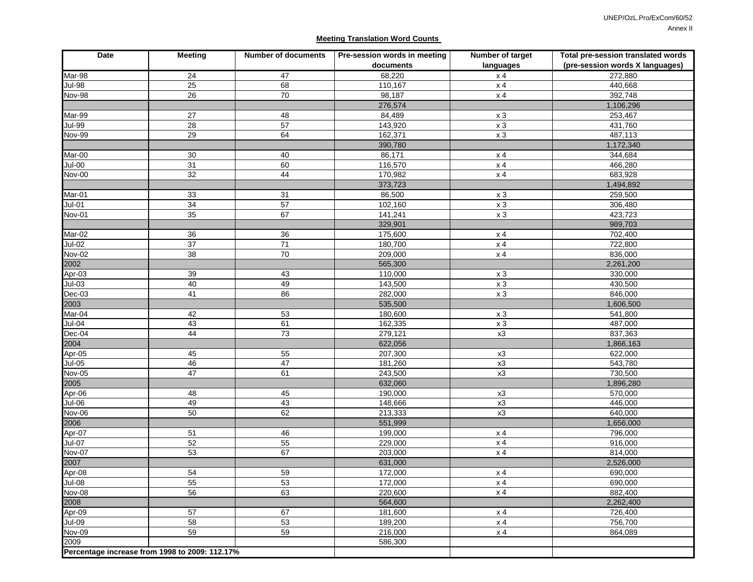**Meeting Translation Word Counts**

| Date | Meeting | Number of documents | Pre-session words in meeting documents | Number of target languages | Total pre-session translated words (pre-session words X languages) |
|---|---|---|---|---|---|
| Mar-98 | 24 | 47 | 68,220 | x 4 | 272,880 |
| Jul-98 | 25 | 68 | 110,167 | x 4 | 440,668 |
| Nov-98 | 26 | 70 | 98,187 | x 4 | 392,748 |
| | | | 276,574 | | 1,106,296 |
| Mar-99 | 27 | 48 | 84,489 | x 3 | 253,467 |
| Jul-99 | 28 | 57 | 143,920 | x 3 | 431,760 |
| Nov-99 | 29 | 64 | 162,371 | x 3 | 487,113 |
| | | | 390,780 | | 1,172,340 |
| Mar-00 | 30 | 40 | 86,171 | x 4 | 344,684 |
| Jul-00 | 31 | 60 | 116,570 | x 4 | 466,280 |
| Nov-00 | 32 | 44 | 170,982 | x 4 | 683,928 |
| | | | 373,723 | | 1,494,892 |
| Mar-01 | 33 | 31 | 86,500 | x 3 | 259,500 |
| Jul-01 | 34 | 57 | 102,160 | x 3 | 306,480 |
| Nov-01 | 35 | 67 | 141,241 | x 3 | 423,723 |
| | | | 329,901 | | 989,703 |
| Mar-02 | 36 | 36 | 175,600 | x 4 | 702,400 |
| Jul-02 | 37 | 71 | 180,700 | x 4 | 722,800 |
| Nov-02 | 38 | 70 | 209,000 | x 4 | 836,000 |
| 2002 | | | 565,300 | | 2,261,200 |
| Apr-03 | 39 | 43 | 110,000 | x 3 | 330,000 |
| Jul-03 | 40 | 49 | 143,500 | x 3 | 430,500 |
| Dec-03 | 41 | 86 | 282,000 | x 3 | 846,000 |
| 2003 | | | 535,500 | | 1,606,500 |
| Mar-04 | 42 | 53 | 180,600 | x 3 | 541,800 |
| Jul-04 | 43 | 61 | 162,335 | x 3 | 487,000 |
| Dec-04 | 44 | 73 | 279,121 | x3 | 837,363 |
| 2004 | | | 622,056 | | 1,866,163 |
| Apr-05 | 45 | 55 | 207,300 | x3 | 622,000 |
| Jul-05 | 46 | 47 | 181,260 | x3 | 543,780 |
| Nov-05 | 47 | 61 | 243,500 | x3 | 730,500 |
| 2005 | | | 632,060 | | 1,896,280 |
| Apr-06 | 48 | 45 | 190,000 | x3 | 570,000 |
| Jul-06 | 49 | 43 | 148,666 | x3 | 446,000 |
| Nov-06 | 50 | 62 | 213,333 | x3 | 640,000 |
| 2006 | | | 551,999 | | 1,656,000 |
| Apr-07 | 51 | 46 | 199,000 | x 4 | 796,000 |
| Jul-07 | 52 | 55 | 229,000 | x 4 | 916,000 |
| Nov-07 | 53 | 67 | 203,000 | x 4 | 814,000 |
| 2007 | | | 631,000 | | 2,526,000 |
| Apr-08 | 54 | 59 | 172,000 | x 4 | 690,000 |
| Jul-08 | 55 | 53 | 172,000 | x 4 | 690,000 |
| Nov-08 | 56 | 63 | 220,600 | x 4 | 882,400 |
| 2008 | | | 564,600 | | 2,262,400 |
| Apr-09 | 57 | 67 | 181,600 | x 4 | 726,400 |
| Jul-09 | 58 | 53 | 189,200 | x 4 | 756,700 |
| Nov-09 | 59 | 59 | 216,000 | x 4 | 864,089 |
| 2009 | | | 586,300 | | |
| **Percentage increase from 1998 to 2009: 112.17%** | | | | | |